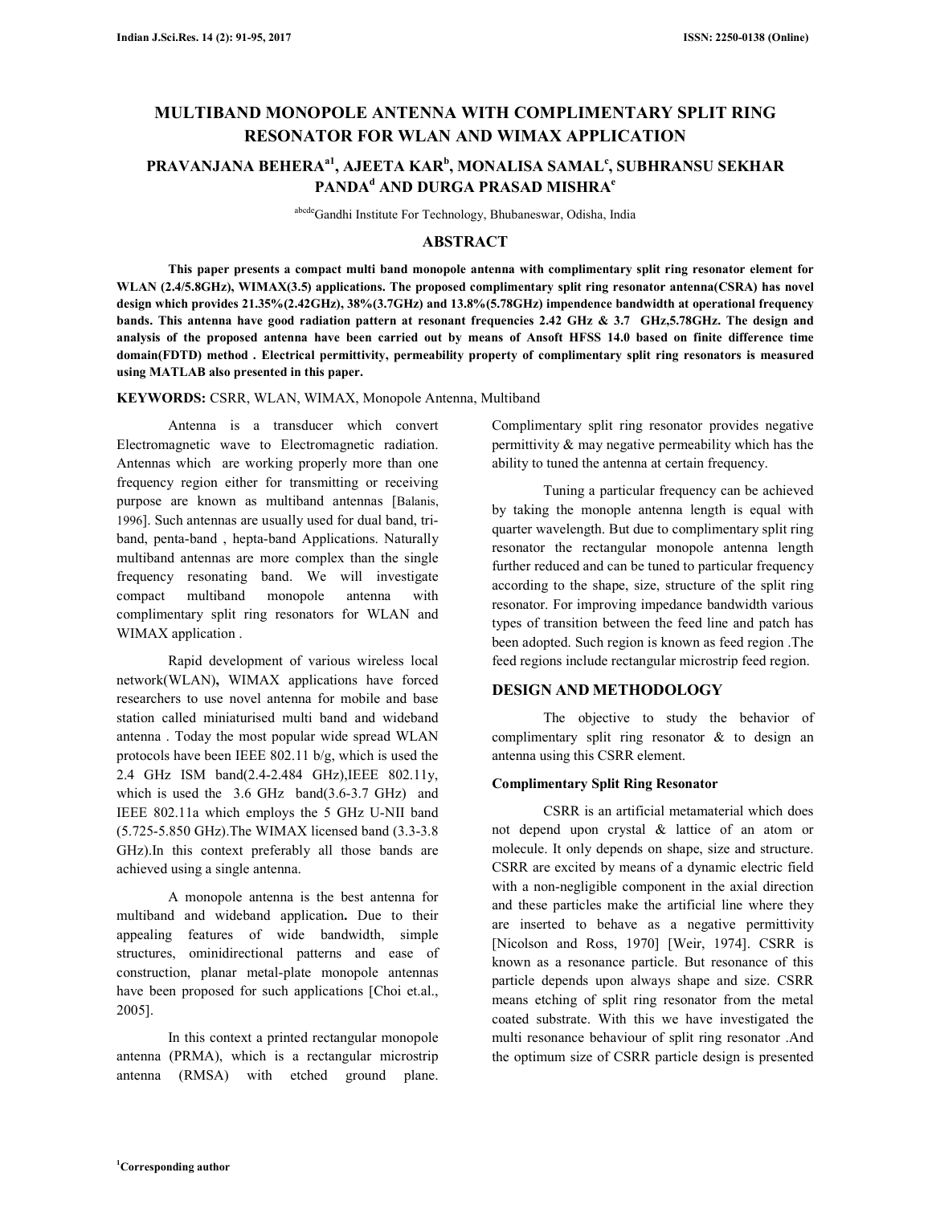# MULTIBAND MONOPOLE ANTENNA WITH COMPLIMENTARY SPLIT RING RESONATOR FOR WLAN AND WIMAX APPLICATION

## PRAVANJANA BEHERA[a1], AJEETA KAR[b], MONALISA SAMAL[c], SUBHRANSU SEKHAR PANDA[d] AND DURGA PRASAD MISHRA[e]

[abcde]Gandhi Institute For Technology, Bhubaneswar, Odisha, India

## ABSTRACT

**This paper presents a compact multi band monopole antenna with complimentary split ring resonator element for WLAN (2.4/5.8GHz), WIMAX(3.5) applications. The proposed complimentary split ring resonator antenna(CSRA) has novel design which provides 21.35%(2.42GHz), 38%(3.7GHz) and 13.8%(5.78GHz) impendence bandwidth at operational frequency bands. This antenna have good radiation pattern at resonant frequencies 2.42 GHz & 3.7 GHz,5.78GHz. The design and analysis of the proposed antenna have been carried out by means of Ansoft HFSS 14.0 based on finite difference time domain(FDTD) method . Electrical permittivity, permeability property of complimentary split ring resonators is measured using MATLAB also presented in this paper.**

**KEYWORDS:** CSRR, WLAN, WIMAX, Monopole Antenna, Multiband

Antenna is a transducer which convert Electromagnetic wave to Electromagnetic radiation. Antennas which are working properly more than one frequency region either for transmitting or receiving purpose are known as multiband antennas [Balanis, 1996]. Such antennas are usually used for dual band, tri-band, penta-band , hepta-band Applications. Naturally multiband antennas are more complex than the single frequency resonating band. We will investigate compact multiband monopole antenna with complimentary split ring resonators for WLAN and WIMAX application .

Rapid development of various wireless local network(WLAN)**,** WIMAX applications have forced researchers to use novel antenna for mobile and base station called miniaturised multi band and wideband antenna . Today the most popular wide spread WLAN protocols have been IEEE 802.11 b/g, which is used the 2.4 GHz ISM band(2.4-2.484 GHz),IEEE 802.11y, which is used the 3.6 GHz band(3.6-3.7 GHz) and IEEE 802.11a which employs the 5 GHz U-NII band (5.725-5.850 GHz).The WIMAX licensed band (3.3-3.8 GHz).In this context preferably all those bands are achieved using a single antenna.

A monopole antenna is the best antenna for multiband and wideband application**.** Due to their appealing features of wide bandwidth, simple structures, ominidirectional patterns and ease of construction, planar metal-plate monopole antennas have been proposed for such applications [Choi et.al., 2005].

In this context a printed rectangular monopole antenna (PRMA), which is a rectangular microstrip antenna (RMSA) with etched ground plane. Complimentary split ring resonator provides negative permittivity & may negative permeability which has the ability to tuned the antenna at certain frequency.

Tuning a particular frequency can be achieved by taking the monople antenna length is equal with quarter wavelength. But due to complimentary split ring resonator the rectangular monopole antenna length further reduced and can be tuned to particular frequency according to the shape, size, structure of the split ring resonator. For improving impedance bandwidth various types of transition between the feed line and patch has been adopted. Such region is known as feed region .The feed regions include rectangular microstrip feed region.

## DESIGN AND METHODOLOGY

The objective to study the behavior of complimentary split ring resonator & to design an antenna using this CSRR element.

### Complimentary Split Ring Resonator

CSRR is an artificial metamaterial which does not depend upon crystal & lattice of an atom or molecule. It only depends on shape, size and structure. CSRR are excited by means of a dynamic electric field with a non-negligible component in the axial direction and these particles make the artificial line where they are inserted to behave as a negative permittivity [Nicolson and Ross, 1970] [Weir, 1974]. CSRR is known as a resonance particle. But resonance of this particle depends upon always shape and size. CSRR means etching of split ring resonator from the metal coated substrate. With this we have investigated the multi resonance behaviour of split ring resonator .And the optimum size of CSRR particle design is presented

[1]Corresponding author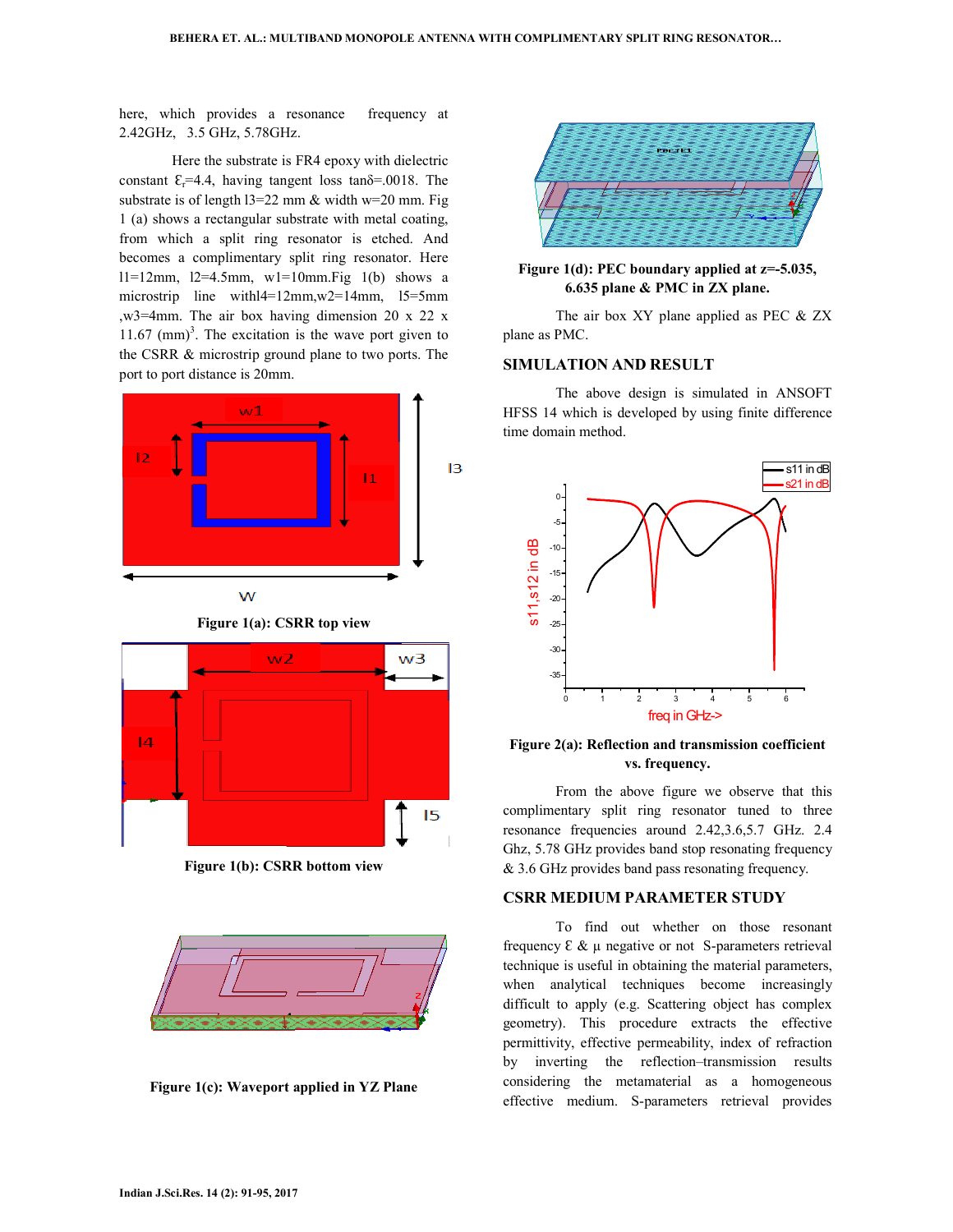here, which provides a resonance frequency at 2.42GHz, 3.5 GHz, 5.78GHz.

Here the substrate is FR4 epoxy with dielectric constant $\varepsilon_r$=4.4, having tangent loss tanδ=.0018. The substrate is of length l3=22 mm & width w=20 mm. Fig 1 (a) shows a rectangular substrate with metal coating, from which a split ring resonator is etched. And becomes a complimentary split ring resonator. Here l1=12mm, l2=4.5mm, w1=10mm.Fig 1(b) shows a microstrip line withl4=12mm,w2=14mm, l5=5mm ,w3=4mm. The air box having dimension 20 x 22 x 11.67 $(mm)^3$. The excitation is the wave port given to the CSRR & microstrip ground plane to two ports. The port to port distance is 20mm.

**Figure 1(a): CSRR top view**

**Figure 1(b): CSRR bottom view**

**Figure 1(c): Waveport applied in YZ Plane**

**Figure 1(d): PEC boundary applied at z=-5.035, 6.635 plane & PMC in ZX plane.**

The air box XY plane applied as PEC & ZX plane as PMC.

## SIMULATION AND RESULT

The above design is simulated in ANSOFT HFSS 14 which is developed by using finite difference time domain method.

**Figure 2(a): Reflection and transmission coefficient vs. frequency.**

From the above figure we observe that this complimentary split ring resonator tuned to three resonance frequencies around 2.42,3.6,5.7 GHz. 2.4 Ghz, 5.78 GHz provides band stop resonating frequency & 3.6 GHz provides band pass resonating frequency.

## CSRR MEDIUM PARAMETER STUDY

To find out whether on those resonant frequency Ɛ & μ negative or not S-parameters retrieval technique is useful in obtaining the material parameters, when analytical techniques become increasingly difficult to apply (e.g. Scattering object has complex geometry). This procedure extracts the effective permittivity, effective permeability, index of refraction by inverting the reflection–transmission results considering the metamaterial as a homogeneous effective medium. S-parameters retrieval provides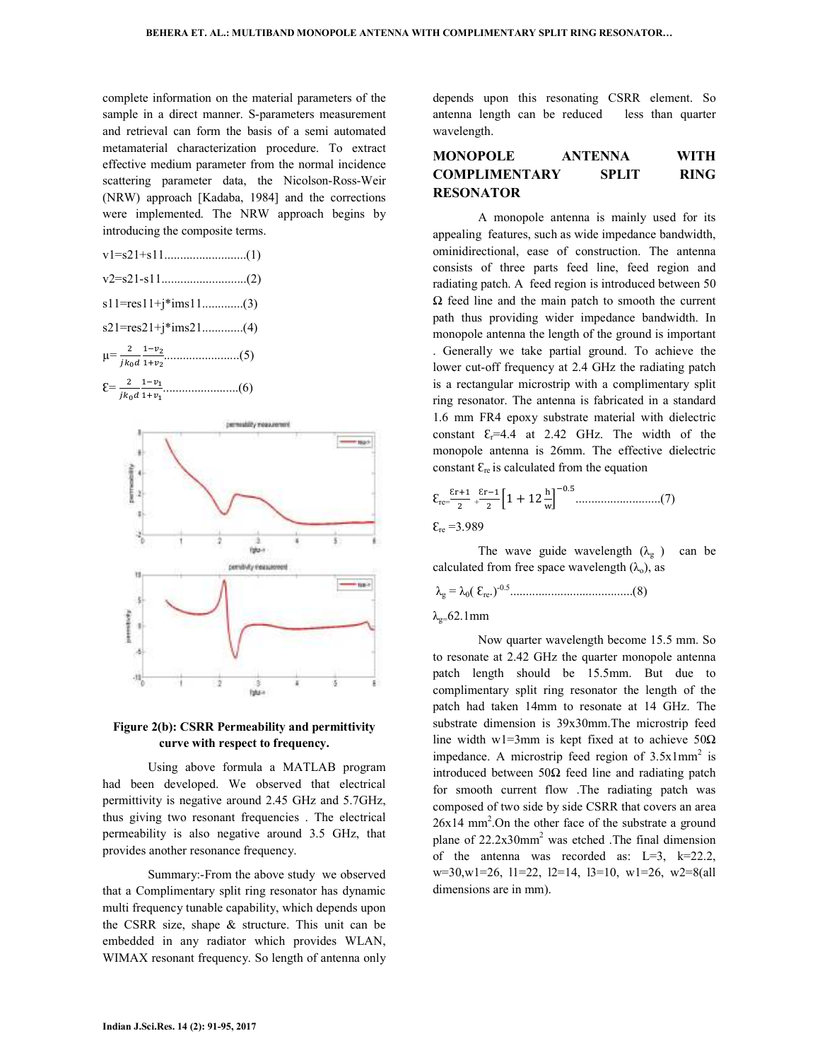complete information on the material parameters of the sample in a direct manner. S-parameters measurement and retrieval can form the basis of a semi automated metamaterial characterization procedure. To extract effective medium parameter from the normal incidence scattering parameter data, the Nicolson-Ross-Weir (NRW) approach [Kadaba, 1984] and the corrections were implemented. The NRW approach begins by introducing the composite terms.

v1=s21+s11..........................(1)

v2=s21-s11...........................(2)

s11=res11+j*ims11.............(3)

s21=res21+j*ims21.............(4)

$\mu = \frac{2}{jk_0 d}\frac{1-v_2}{1+v_2}$........................(5)

$\varepsilon = \frac{2}{jk_0 d}\frac{1-v_1}{1+v_1}$........................(6)

**Figure 2(b): CSRR Permeability and permittivity curve with respect to frequency.**

Using above formula a MATLAB program had been developed. We observed that electrical permittivity is negative around 2.45 GHz and 5.7GHz, thus giving two resonant frequencies . The electrical permeability is also negative around 3.5 GHz, that provides another resonance frequency.

Summary:-From the above study we observed that a Complimentary split ring resonator has dynamic multi frequency tunable capability, which depends upon the CSRR size, shape & structure. This unit can be embedded in any radiator which provides WLAN, WIMAX resonant frequency. So length of antenna only depends upon this resonating CSRR element. So antenna length can be reduced less than quarter wavelength.

## MONOPOLE ANTENNA WITH COMPLIMENTARY SPLIT RING RESONATOR

A monopole antenna is mainly used for its appealing features, such as wide impedance bandwidth, ominidirectional, ease of construction. The antenna consists of three parts feed line, feed region and radiating patch. A feed region is introduced between 50 Ω feed line and the main patch to smooth the current path thus providing wider impedance bandwidth. In monopole antenna the length of the ground is important . Generally we take partial ground. To achieve the lower cut-off frequency at 2.4 GHz the radiating patch is a rectangular microstrip with a complimentary split ring resonator. The antenna is fabricated in a standard 1.6 mm FR4 epoxy substrate material with dielectric constant $\varepsilon_r$=4.4 at 2.42 GHz. The width of the monopole antenna is 26mm. The effective dielectric constant $\varepsilon_{re}$ is calculated from the equation

$\varepsilon_{re} = \frac{\varepsilon r+1}{2} + \frac{\varepsilon r-1}{2}\left[1+12\frac{h}{w}\right]^{-0.5}$...........................(7)

$\varepsilon_{re}$ =3.989

The wave guide wavelength ($\lambda_g$) can be calculated from free space wavelength ($\lambda_o$), as

$\lambda_g = \lambda_0(\varepsilon_{re.})^{-0.5}$.......................................(8)

$\lambda_g$=62.1mm

Now quarter wavelength become 15.5 mm. So to resonate at 2.42 GHz the quarter monopole antenna patch length should be 15.5mm. But due to complimentary split ring resonator the length of the patch had taken 14mm to resonate at 14 GHz. The substrate dimension is 39x30mm.The microstrip feed line width w1=3mm is kept fixed at to achieve 50Ω impedance. A microstrip feed region of 3.5x1mm$^2$ is introduced between 50Ω feed line and radiating patch for smooth current flow .The radiating patch was composed of two side by side CSRR that covers an area 26x14 mm$^2$.On the other face of the substrate a ground plane of 22.2x30mm$^2$ was etched .The final dimension of the antenna was recorded as: L=3, k=22.2, w=30,w1=26, l1=22, l2=14, l3=10, w1=26, w2=8(all dimensions are in mm).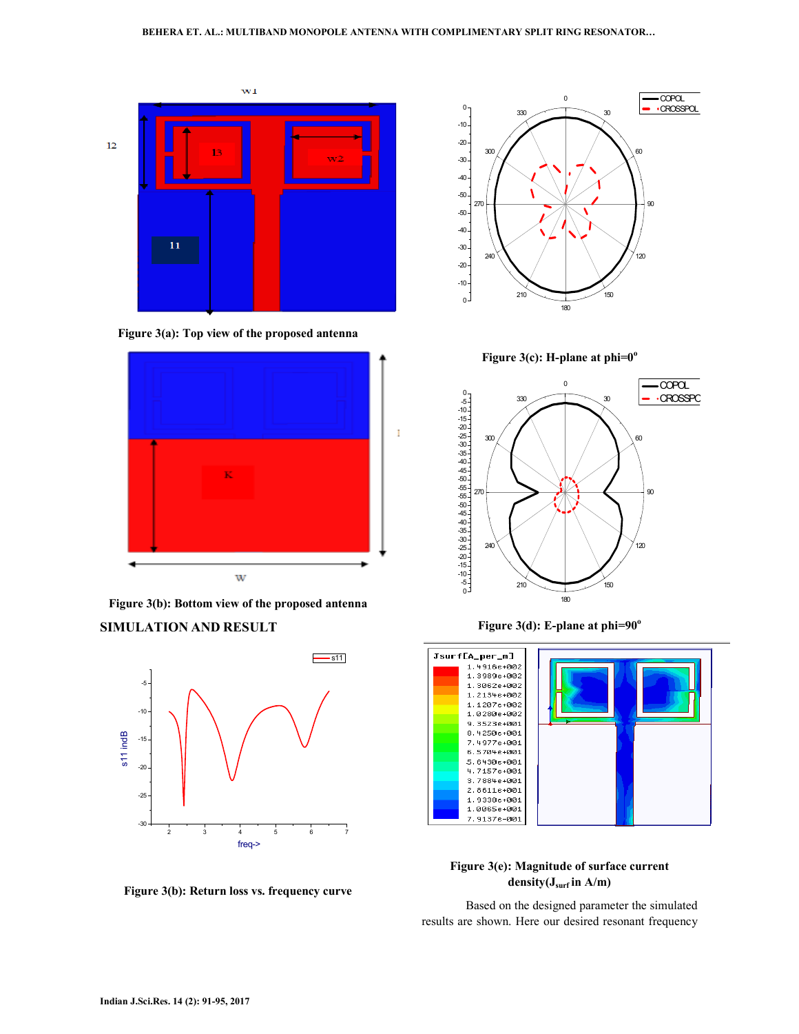Figure 3(a): Top view of the proposed antenna

Figure 3(c): H-plane at phi=0°

Figure 3(b): Bottom view of the proposed antenna

Figure 3(d): E-plane at phi=90°

## SIMULATION AND RESULT

Figure 3(b): Return loss vs. frequency curve

Figure 3(e): Magnitude of surface current density($J_{surf}$ in A/m)

Based on the designed parameter the simulated results are shown. Here our desired resonant frequency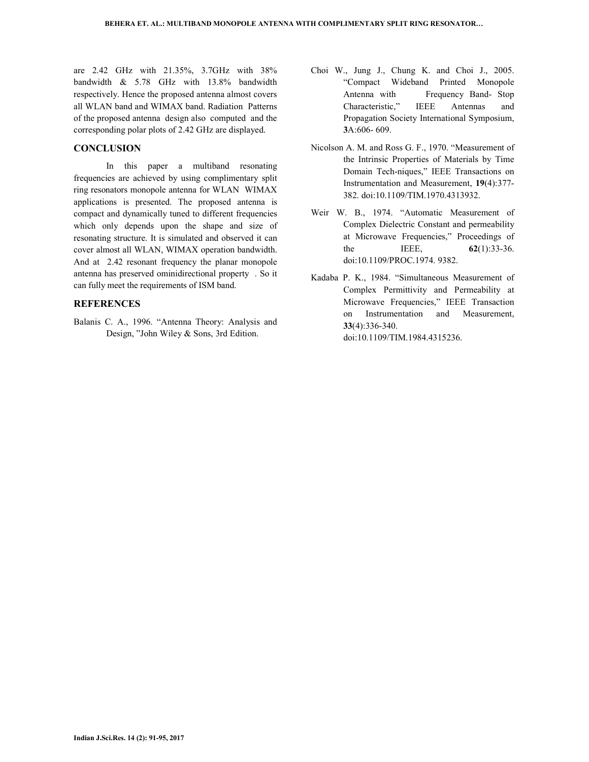are 2.42 GHz with 21.35%, 3.7GHz with 38% bandwidth & 5.78 GHz with 13.8% bandwidth respectively. Hence the proposed antenna almost covers all WLAN band and WIMAX band. Radiation Patterns of the proposed antenna design also computed and the corresponding polar plots of 2.42 GHz are displayed.

## CONCLUSION

In this paper a multiband resonating frequencies are achieved by using complimentary split ring resonators monopole antenna for WLAN WIMAX applications is presented. The proposed antenna is compact and dynamically tuned to different frequencies which only depends upon the shape and size of resonating structure. It is simulated and observed it can cover almost all WLAN, WIMAX operation bandwidth. And at 2.42 resonant frequency the planar monopole antenna has preserved ominidirectional property . So it can fully meet the requirements of ISM band.

## REFERENCES

Balanis C. A., 1996. "Antenna Theory: Analysis and Design, "John Wiley & Sons, 3rd Edition.

Choi W., Jung J., Chung K. and Choi J., 2005. "Compact Wideband Printed Monopole Antenna with Frequency Band- Stop Characteristic," IEEE Antennas and Propagation Society International Symposium, **3**A:606- 609.

Nicolson A. M. and Ross G. F., 1970. "Measurement of the Intrinsic Properties of Materials by Time Domain Tech-niques," IEEE Transactions on Instrumentation and Measurement, **19**(4):377-382. doi:10.1109/TIM.1970.4313932.

Weir W. B., 1974. "Automatic Measurement of Complex Dielectric Constant and permeability at Microwave Frequencies," Proceedings of the IEEE, **62**(1):33-36. doi:10.1109/PROC.1974. 9382.

Kadaba P. K., 1984. "Simultaneous Measurement of Complex Permittivity and Permeability at Microwave Frequencies," IEEE Transaction on Instrumentation and Measurement, **33**(4):336-340. doi:10.1109/TIM.1984.4315236.